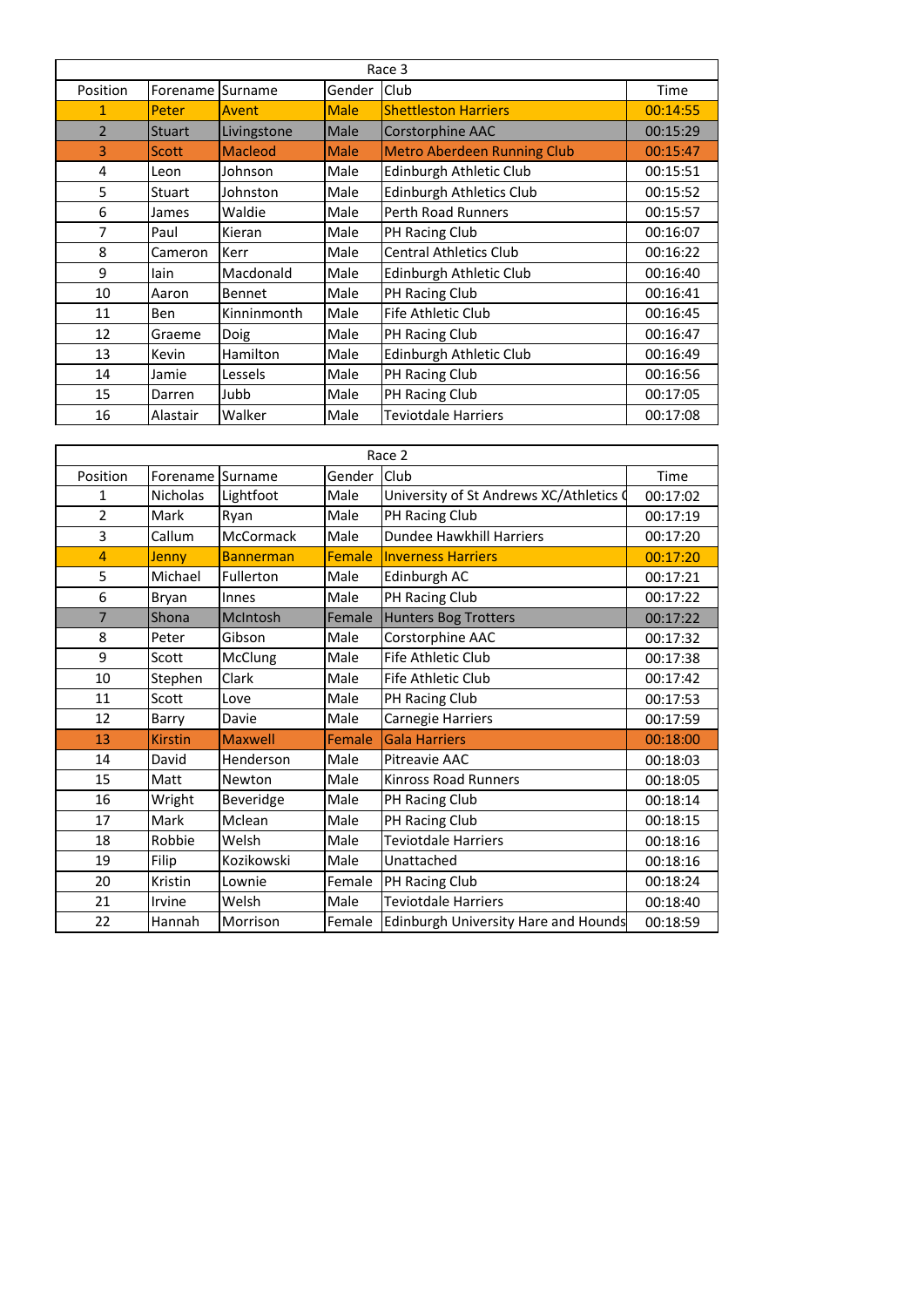## Race 3

| Position | Forename | Surname | Gender | Club | Time |
|---|---|---|---|---|---|
| 1 | Peter | Avent | Male | Shettleston Harriers | 00:14:55 |
| 2 | Stuart | Livingstone | Male | Corstorphine AAC | 00:15:29 |
| 3 | Scott | Macleod | Male | Metro Aberdeen Running Club | 00:15:47 |
| 4 | Leon | Johnson | Male | Edinburgh Athletic Club | 00:15:51 |
| 5 | Stuart | Johnston | Male | Edinburgh Athletics Club | 00:15:52 |
| 6 | James | Waldie | Male | Perth Road Runners | 00:15:57 |
| 7 | Paul | Kieran | Male | PH Racing Club | 00:16:07 |
| 8 | Cameron | Kerr | Male | Central Athletics Club | 00:16:22 |
| 9 | Iain | Macdonald | Male | Edinburgh Athletic Club | 00:16:40 |
| 10 | Aaron | Bennet | Male | PH Racing Club | 00:16:41 |
| 11 | Ben | Kinninmonth | Male | Fife Athletic Club | 00:16:45 |
| 12 | Graeme | Doig | Male | PH Racing Club | 00:16:47 |
| 13 | Kevin | Hamilton | Male | Edinburgh Athletic Club | 00:16:49 |
| 14 | Jamie | Lessels | Male | PH Racing Club | 00:16:56 |
| 15 | Darren | Jubb | Male | PH Racing Club | 00:17:05 |
| 16 | Alastair | Walker | Male | Teviotdale Harriers | 00:17:08 |

## Race 2

| Position | Forename | Surname | Gender | Club | Time |
|---|---|---|---|---|---|
| 1 | Nicholas | Lightfoot | Male | University of St Andrews XC/Athletics ( | 00:17:02 |
| 2 | Mark | Ryan | Male | PH Racing Club | 00:17:19 |
| 3 | Callum | McCormack | Male | Dundee Hawkhill Harriers | 00:17:20 |
| 4 | Jenny | Bannerman | Female | Inverness Harriers | 00:17:20 |
| 5 | Michael | Fullerton | Male | Edinburgh AC | 00:17:21 |
| 6 | Bryan | Innes | Male | PH Racing Club | 00:17:22 |
| 7 | Shona | McIntosh | Female | Hunters Bog Trotters | 00:17:22 |
| 8 | Peter | Gibson | Male | Corstorphine AAC | 00:17:32 |
| 9 | Scott | McClung | Male | Fife Athletic Club | 00:17:38 |
| 10 | Stephen | Clark | Male | Fife Athletic Club | 00:17:42 |
| 11 | Scott | Love | Male | PH Racing Club | 00:17:53 |
| 12 | Barry | Davie | Male | Carnegie Harriers | 00:17:59 |
| 13 | Kirstin | Maxwell | Female | Gala Harriers | 00:18:00 |
| 14 | David | Henderson | Male | Pitreavie AAC | 00:18:03 |
| 15 | Matt | Newton | Male | Kinross Road Runners | 00:18:05 |
| 16 | Wright | Beveridge | Male | PH Racing Club | 00:18:14 |
| 17 | Mark | Mclean | Male | PH Racing Club | 00:18:15 |
| 18 | Robbie | Welsh | Male | Teviotdale Harriers | 00:18:16 |
| 19 | Filip | Kozikowski | Male | Unattached | 00:18:16 |
| 20 | Kristin | Lownie | Female | PH Racing Club | 00:18:24 |
| 21 | Irvine | Welsh | Male | Teviotdale Harriers | 00:18:40 |
| 22 | Hannah | Morrison | Female | Edinburgh University Hare and Hounds | 00:18:59 |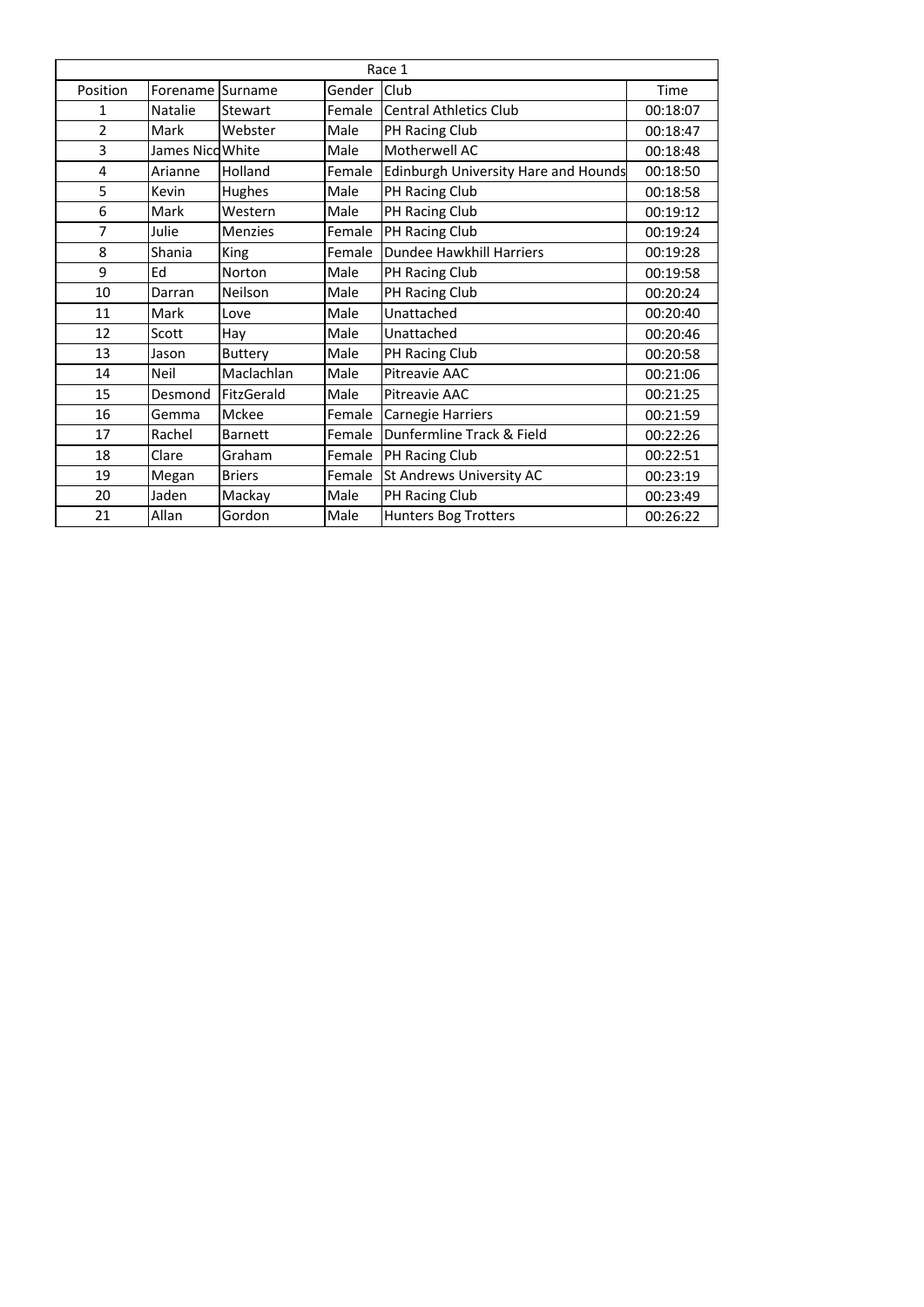| Race 1 | | | | | |
|---|---|---|---|---|---|
| Position | Forename | Surname | Gender | Club | Time |
| 1 | Natalie | Stewart | Female | Central Athletics Club | 00:18:07 |
| 2 | Mark | Webster | Male | PH Racing Club | 00:18:47 |
| 3 | James Nico | White | Male | Motherwell AC | 00:18:48 |
| 4 | Arianne | Holland | Female | Edinburgh University Hare and Hounds | 00:18:50 |
| 5 | Kevin | Hughes | Male | PH Racing Club | 00:18:58 |
| 6 | Mark | Western | Male | PH Racing Club | 00:19:12 |
| 7 | Julie | Menzies | Female | PH Racing Club | 00:19:24 |
| 8 | Shania | King | Female | Dundee Hawkhill Harriers | 00:19:28 |
| 9 | Ed | Norton | Male | PH Racing Club | 00:19:58 |
| 10 | Darran | Neilson | Male | PH Racing Club | 00:20:24 |
| 11 | Mark | Love | Male | Unattached | 00:20:40 |
| 12 | Scott | Hay | Male | Unattached | 00:20:46 |
| 13 | Jason | Buttery | Male | PH Racing Club | 00:20:58 |
| 14 | Neil | Maclachlan | Male | Pitreavie AAC | 00:21:06 |
| 15 | Desmond | FitzGerald | Male | Pitreavie AAC | 00:21:25 |
| 16 | Gemma | Mckee | Female | Carnegie Harriers | 00:21:59 |
| 17 | Rachel | Barnett | Female | Dunfermline Track & Field | 00:22:26 |
| 18 | Clare | Graham | Female | PH Racing Club | 00:22:51 |
| 19 | Megan | Briers | Female | St Andrews University AC | 00:23:19 |
| 20 | Jaden | Mackay | Male | PH Racing Club | 00:23:49 |
| 21 | Allan | Gordon | Male | Hunters Bog Trotters | 00:26:22 |